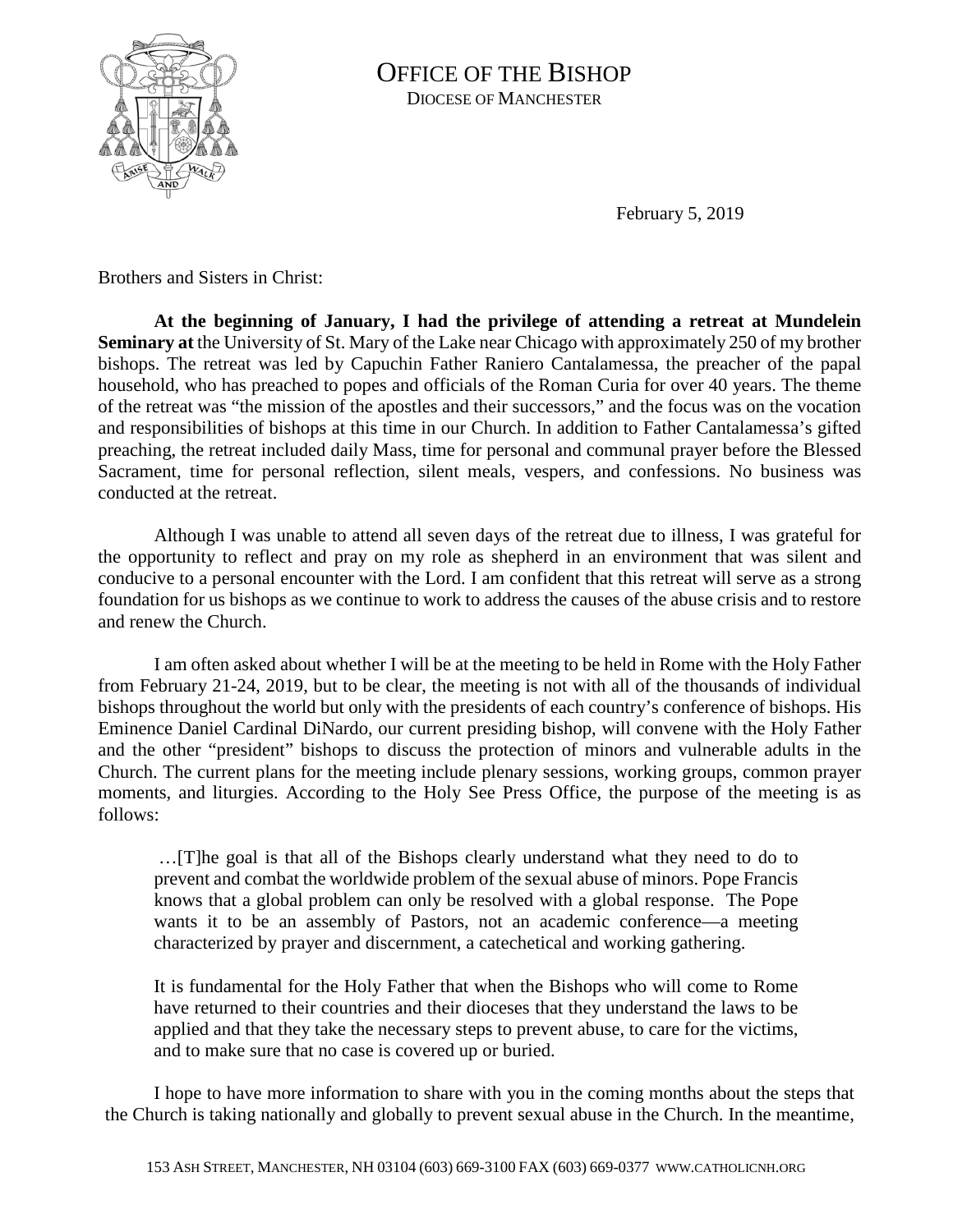# OFFICE OF THE BISHOP

DIOCESE OF MANCHESTER

February 5, 2019

Brothers and Sisters in Christ:

**At the beginning of January, I had the privilege of attending a retreat at Mundelein Seminary at** the University of St. Mary of the Lake near Chicago with approximately 250 of my brother bishops. The retreat was led by Capuchin Father Raniero Cantalamessa, the preacher of the papal household, who has preached to popes and officials of the Roman Curia for over 40 years. The theme of the retreat was "the mission of the apostles and their successors," and the focus was on the vocation and responsibilities of bishops at this time in our Church. In addition to Father Cantalamessa's gifted preaching, the retreat included daily Mass, time for personal and communal prayer before the Blessed Sacrament, time for personal reflection, silent meals, vespers, and confessions. No business was conducted at the retreat.

Although I was unable to attend all seven days of the retreat due to illness, I was grateful for the opportunity to reflect and pray on my role as shepherd in an environment that was silent and conducive to a personal encounter with the Lord. I am confident that this retreat will serve as a strong foundation for us bishops as we continue to work to address the causes of the abuse crisis and to restore and renew the Church.

I am often asked about whether I will be at the meeting to be held in Rome with the Holy Father from February 21-24, 2019, but to be clear, the meeting is not with all of the thousands of individual bishops throughout the world but only with the presidents of each country's conference of bishops. His Eminence Daniel Cardinal DiNardo, our current presiding bishop, will convene with the Holy Father and the other "president" bishops to discuss the protection of minors and vulnerable adults in the Church. The current plans for the meeting include plenary sessions, working groups, common prayer moments, and liturgies. According to the Holy See Press Office, the purpose of the meeting is as follows:

> …[T]he goal is that all of the Bishops clearly understand what they need to do to prevent and combat the worldwide problem of the sexual abuse of minors. Pope Francis knows that a global problem can only be resolved with a global response. The Pope wants it to be an assembly of Pastors, not an academic conference—a meeting characterized by prayer and discernment, a catechetical and working gathering.
>
> It is fundamental for the Holy Father that when the Bishops who will come to Rome have returned to their countries and their dioceses that they understand the laws to be applied and that they take the necessary steps to prevent abuse, to care for the victims, and to make sure that no case is covered up or buried.

I hope to have more information to share with you in the coming months about the steps that the Church is taking nationally and globally to prevent sexual abuse in the Church. In the meantime,

153 ASH STREET, MANCHESTER, NH 03104 (603) 669-3100 FAX (603) 669-0377 WWW.CATHOLICNH.ORG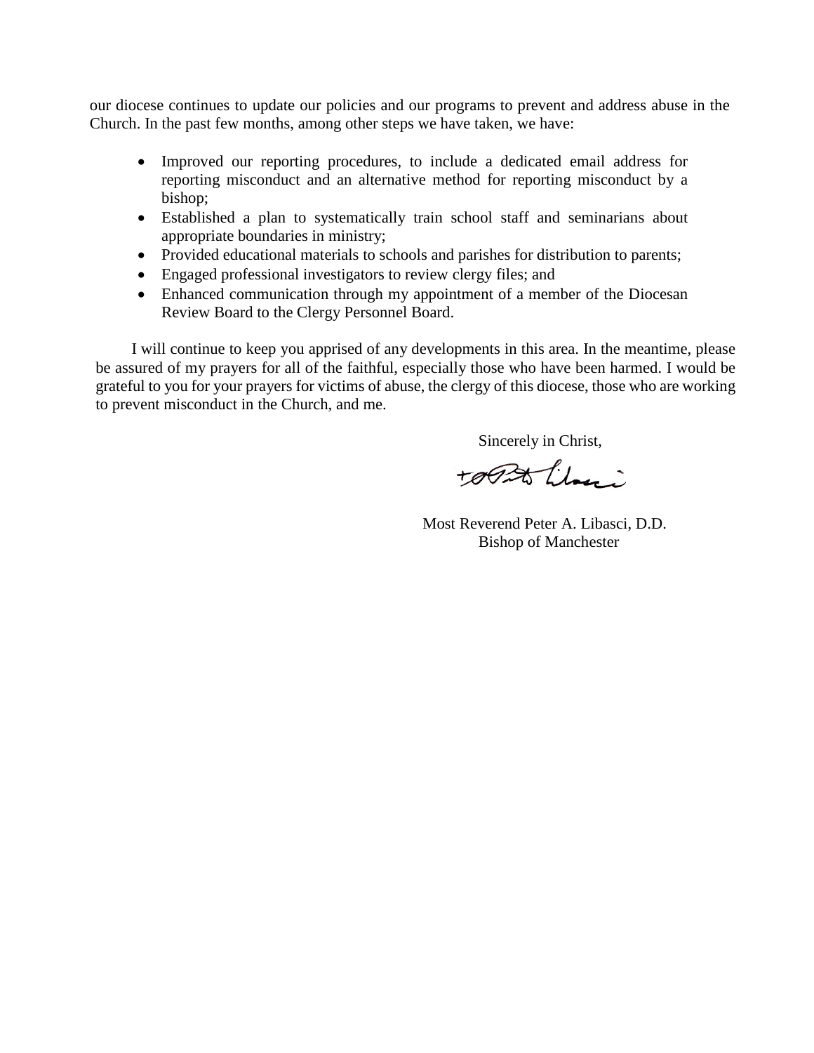our diocese continues to update our policies and our programs to prevent and address abuse in the Church. In the past few months, among other steps we have taken, we have:

- Improved our reporting procedures, to include a dedicated email address for reporting misconduct and an alternative method for reporting misconduct by a bishop;
- Established a plan to systematically train school staff and seminarians about appropriate boundaries in ministry;
- Provided educational materials to schools and parishes for distribution to parents;
- Engaged professional investigators to review clergy files; and
- Enhanced communication through my appointment of a member of the Diocesan Review Board to the Clergy Personnel Board.

I will continue to keep you apprised of any developments in this area. In the meantime, please be assured of my prayers for all of the faithful, especially those who have been harmed. I would be grateful to you for your prayers for victims of abuse, the clergy of this diocese, those who are working to prevent misconduct in the Church, and me.

Sincerely in Christ,

Most Reverend Peter A. Libasci, D.D.
Bishop of Manchester